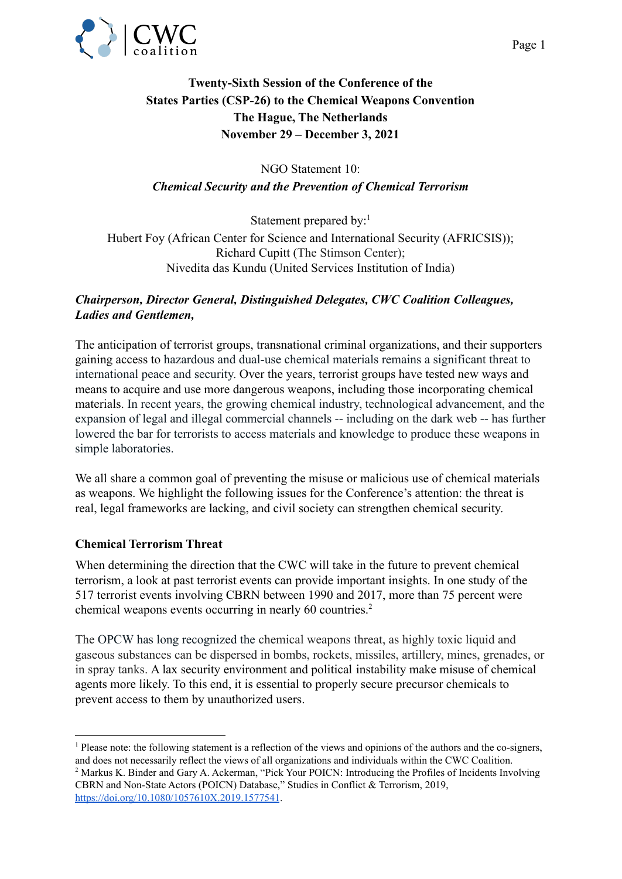**Twenty-Sixth Session of the Conference of the States Parties (CSP-26) to the Chemical Weapons Convention The Hague, The Netherlands November 29 – December 3, 2021**

NGO Statement 10:
***Chemical Security and the Prevention of Chemical Terrorism***

Statement prepared by:[1]
Hubert Foy (African Center for Science and International Security (AFRICSIS));
Richard Cupitt (The Stimson Center);
Nivedita das Kundu (United Services Institution of India)

***Chairperson, Director General, Distinguished Delegates, CWC Coalition Colleagues, Ladies and Gentlemen,***

The anticipation of terrorist groups, transnational criminal organizations, and their supporters gaining access to hazardous and dual-use chemical materials remains a significant threat to international peace and security. Over the years, terrorist groups have tested new ways and means to acquire and use more dangerous weapons, including those incorporating chemical materials. In recent years, the growing chemical industry, technological advancement, and the expansion of legal and illegal commercial channels -- including on the dark web -- has further lowered the bar for terrorists to access materials and knowledge to produce these weapons in simple laboratories.

We all share a common goal of preventing the misuse or malicious use of chemical materials as weapons. We highlight the following issues for the Conference's attention: the threat is real, legal frameworks are lacking, and civil society can strengthen chemical security.

**Chemical Terrorism Threat**

When determining the direction that the CWC will take in the future to prevent chemical terrorism, a look at past terrorist events can provide important insights. In one study of the 517 terrorist events involving CBRN between 1990 and 2017, more than 75 percent were chemical weapons events occurring in nearly 60 countries.[2]

The OPCW has long recognized the chemical weapons threat, as highly toxic liquid and gaseous substances can be dispersed in bombs, rockets, missiles, artillery, mines, grenades, or in spray tanks. A lax security environment and political instability make misuse of chemical agents more likely. To this end, it is essential to properly secure precursor chemicals to prevent access to them by unauthorized users.

---

[1] Please note: the following statement is a reflection of the views and opinions of the authors and the co-signers, and does not necessarily reflect the views of all organizations and individuals within the CWC Coalition.

[2] Markus K. Binder and Gary A. Ackerman, "Pick Your POICN: Introducing the Profiles of Incidents Involving CBRN and Non-State Actors (POICN) Database," Studies in Conflict & Terrorism, 2019, https://doi.org/10.1080/1057610X.2019.1577541.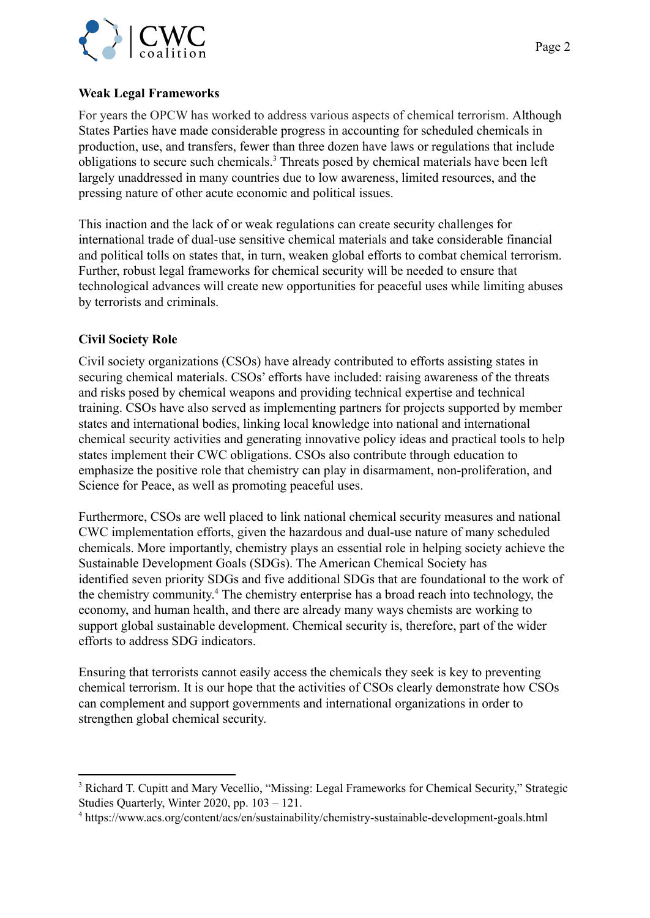**Weak Legal Frameworks**

For years the OPCW has worked to address various aspects of chemical terrorism. Although States Parties have made considerable progress in accounting for scheduled chemicals in production, use, and transfers, fewer than three dozen have laws or regulations that include obligations to secure such chemicals.[3] Threats posed by chemical materials have been left largely unaddressed in many countries due to low awareness, limited resources, and the pressing nature of other acute economic and political issues.

This inaction and the lack of or weak regulations can create security challenges for international trade of dual-use sensitive chemical materials and take considerable financial and political tolls on states that, in turn, weaken global efforts to combat chemical terrorism. Further, robust legal frameworks for chemical security will be needed to ensure that technological advances will create new opportunities for peaceful uses while limiting abuses by terrorists and criminals.

**Civil Society Role**

Civil society organizations (CSOs) have already contributed to efforts assisting states in securing chemical materials. CSOs' efforts have included: raising awareness of the threats and risks posed by chemical weapons and providing technical expertise and technical training. CSOs have also served as implementing partners for projects supported by member states and international bodies, linking local knowledge into national and international chemical security activities and generating innovative policy ideas and practical tools to help states implement their CWC obligations. CSOs also contribute through education to emphasize the positive role that chemistry can play in disarmament, non-proliferation, and Science for Peace, as well as promoting peaceful uses.

Furthermore, CSOs are well placed to link national chemical security measures and national CWC implementation efforts, given the hazardous and dual-use nature of many scheduled chemicals. More importantly, chemistry plays an essential role in helping society achieve the Sustainable Development Goals (SDGs). The American Chemical Society has identified seven priority SDGs and five additional SDGs that are foundational to the work of the chemistry community.[4] The chemistry enterprise has a broad reach into technology, the economy, and human health, and there are already many ways chemists are working to support global sustainable development. Chemical security is, therefore, part of the wider efforts to address SDG indicators.

Ensuring that terrorists cannot easily access the chemicals they seek is key to preventing chemical terrorism. It is our hope that the activities of CSOs clearly demonstrate how CSOs can complement and support governments and international organizations in order to strengthen global chemical security.

---

[3] Richard T. Cupitt and Mary Vecellio, "Missing: Legal Frameworks for Chemical Security," Strategic Studies Quarterly, Winter 2020, pp. 103 – 121.

[4] https://www.acs.org/content/acs/en/sustainability/chemistry-sustainable-development-goals.html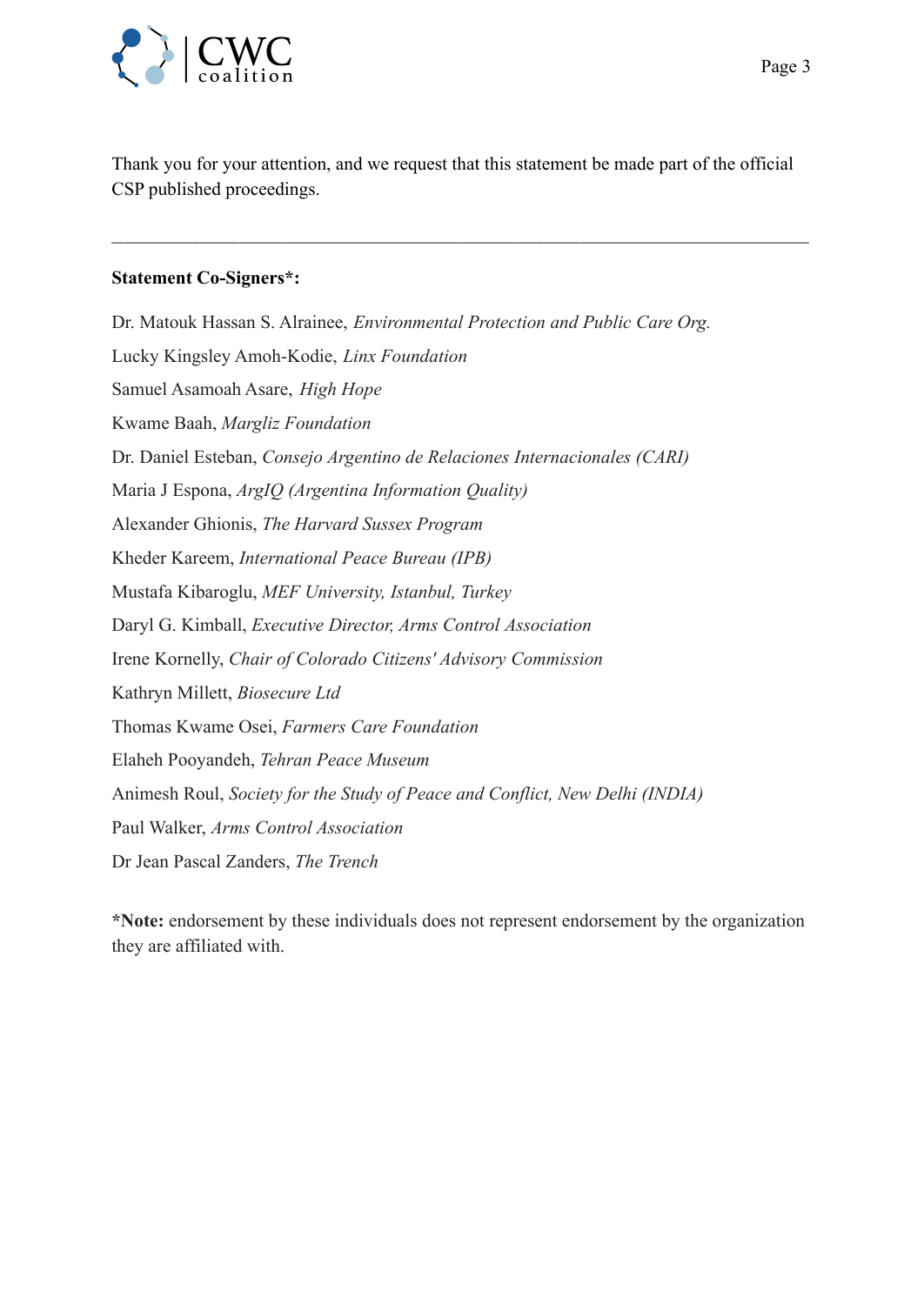Thank you for your attention, and we request that this statement be made part of the official CSP published proceedings.

---

**Statement Co-Signers*:**

Dr. Matouk Hassan S. Alrainee, *Environmental Protection and Public Care Org.*

Lucky Kingsley Amoh-Kodie, *Linx Foundation*

Samuel Asamoah Asare, *High Hope*

Kwame Baah, *Margliz Foundation*

Dr. Daniel Esteban, *Consejo Argentino de Relaciones Internacionales (CARI)*

Maria J Espona, *ArgIQ (Argentina Information Quality)*

Alexander Ghionis, *The Harvard Sussex Program*

Kheder Kareem, *International Peace Bureau (IPB)*

Mustafa Kibaroglu, *MEF University, Istanbul, Turkey*

Daryl G. Kimball, *Executive Director, Arms Control Association*

Irene Kornelly, *Chair of Colorado Citizens' Advisory Commission*

Kathryn Millett, *Biosecure Ltd*

Thomas Kwame Osei, *Farmers Care Foundation*

Elaheh Pooyandeh, *Tehran Peace Museum*

Animesh Roul, *Society for the Study of Peace and Conflict, New Delhi (INDIA)*

Paul Walker, *Arms Control Association*

Dr Jean Pascal Zanders, *The Trench*

***Note:** endorsement by these individuals does not represent endorsement by the organization they are affiliated with.